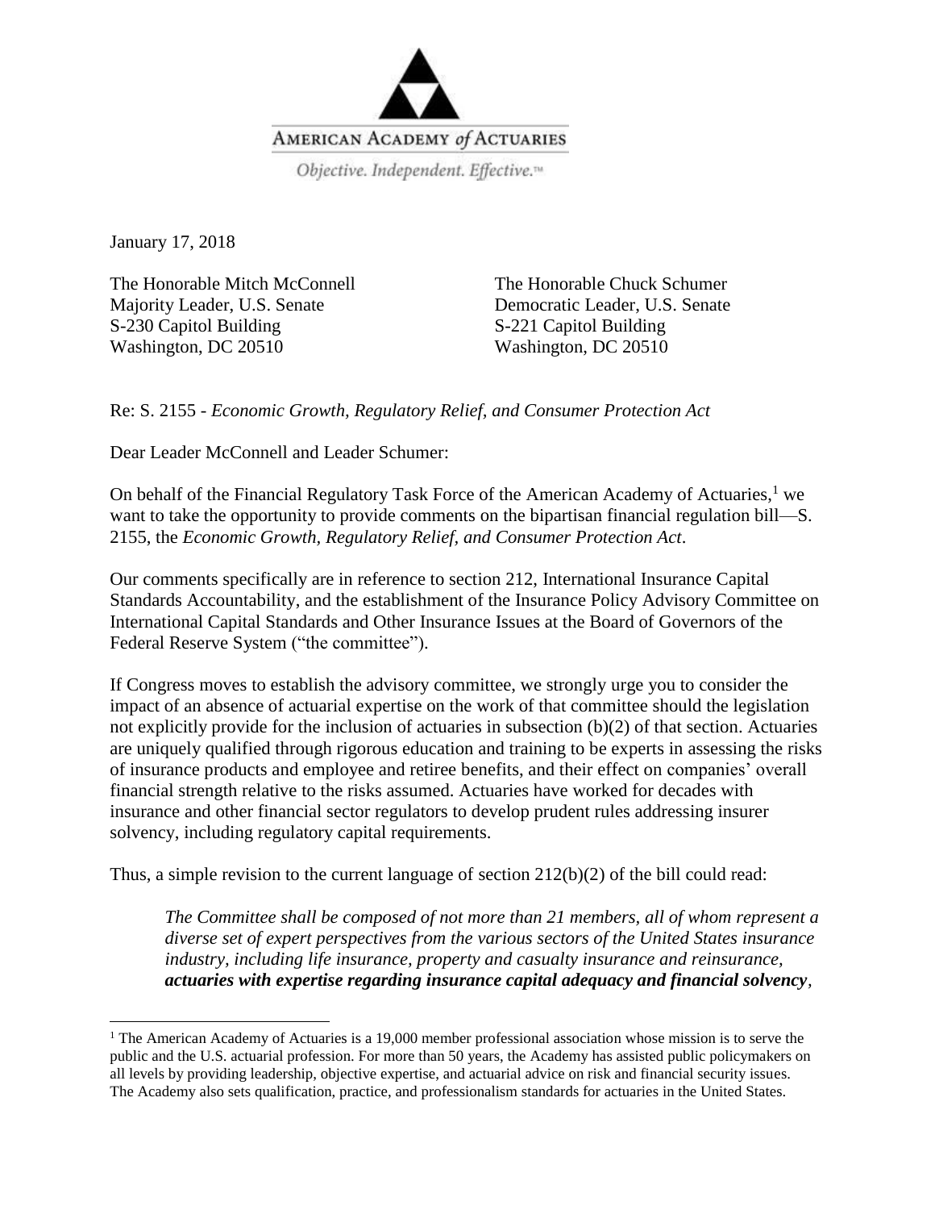AMERICAN ACADEMY *of* ACTUARIES

*Objective. Independent. Effective.*™

January 17, 2018

The Honorable Mitch McConnell
Majority Leader, U.S. Senate
S-230 Capitol Building
Washington, DC 20510

The Honorable Chuck Schumer
Democratic Leader, U.S. Senate
S-221 Capitol Building
Washington, DC 20510

Re: S. 2155 - *Economic Growth, Regulatory Relief, and Consumer Protection Act*

Dear Leader McConnell and Leader Schumer:

On behalf of the Financial Regulatory Task Force of the American Academy of Actuaries,[1] we want to take the opportunity to provide comments on the bipartisan financial regulation bill—S. 2155, the *Economic Growth, Regulatory Relief, and Consumer Protection Act*.

Our comments specifically are in reference to section 212, International Insurance Capital Standards Accountability, and the establishment of the Insurance Policy Advisory Committee on International Capital Standards and Other Insurance Issues at the Board of Governors of the Federal Reserve System ("the committee").

If Congress moves to establish the advisory committee, we strongly urge you to consider the impact of an absence of actuarial expertise on the work of that committee should the legislation not explicitly provide for the inclusion of actuaries in subsection (b)(2) of that section. Actuaries are uniquely qualified through rigorous education and training to be experts in assessing the risks of insurance products and employee and retiree benefits, and their effect on companies' overall financial strength relative to the risks assumed. Actuaries have worked for decades with insurance and other financial sector regulators to develop prudent rules addressing insurer solvency, including regulatory capital requirements.

Thus, a simple revision to the current language of section 212(b)(2) of the bill could read:

> *The Committee shall be composed of not more than 21 members, all of whom represent a diverse set of expert perspectives from the various sectors of the United States insurance industry, including life insurance, property and casualty insurance and reinsurance,* ***actuaries with expertise regarding insurance capital adequacy and financial solvency****,*

[1] The American Academy of Actuaries is a 19,000 member professional association whose mission is to serve the public and the U.S. actuarial profession. For more than 50 years, the Academy has assisted public policymakers on all levels by providing leadership, objective expertise, and actuarial advice on risk and financial security issues. The Academy also sets qualification, practice, and professionalism standards for actuaries in the United States.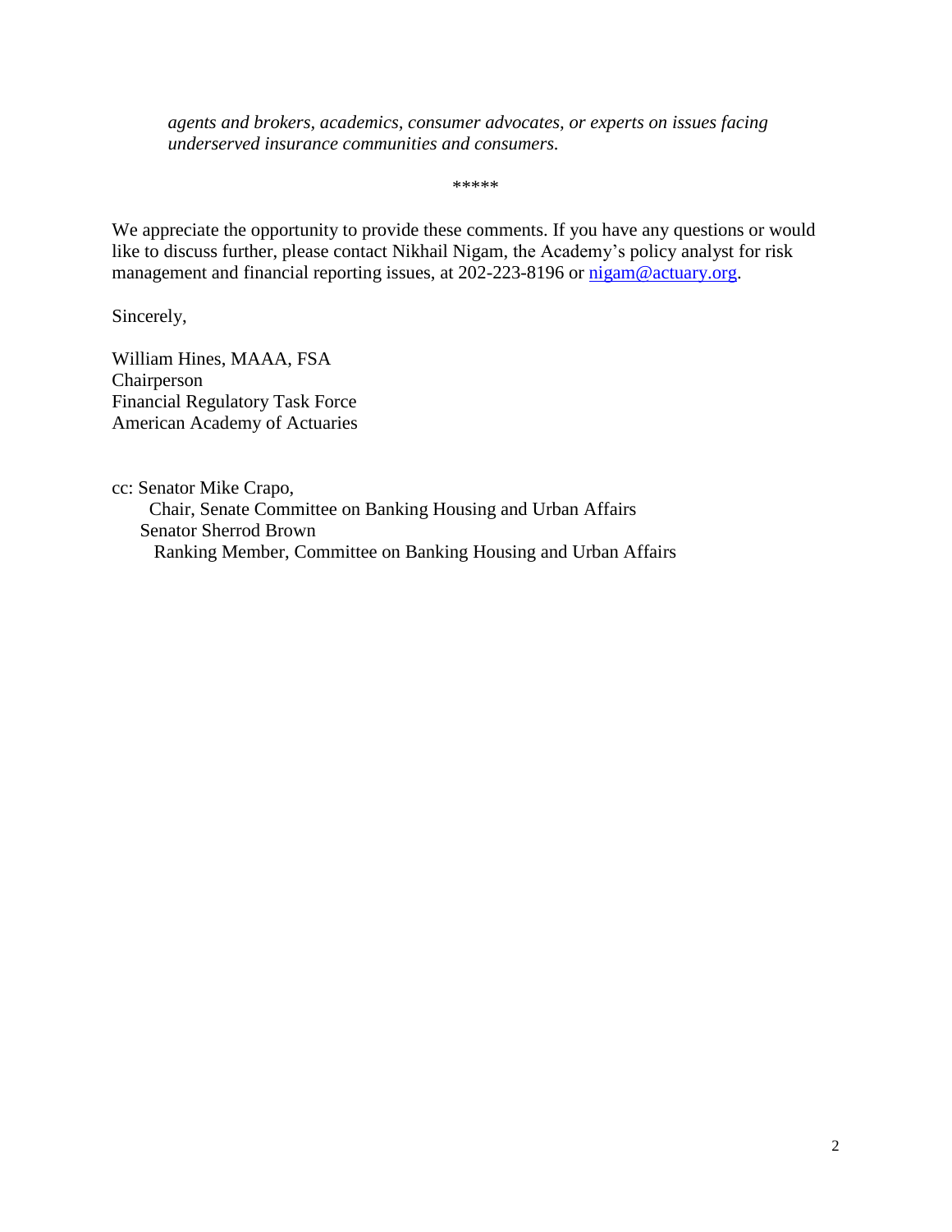*agents and brokers, academics, consumer advocates, or experts on issues facing underserved insurance communities and consumers.*

*****

We appreciate the opportunity to provide these comments. If you have any questions or would like to discuss further, please contact Nikhail Nigam, the Academy's policy analyst for risk management and financial reporting issues, at 202-223-8196 or nigam@actuary.org.

Sincerely,

William Hines, MAAA, FSA
Chairperson
Financial Regulatory Task Force
American Academy of Actuaries

cc: Senator Mike Crapo,
Chair, Senate Committee on Banking Housing and Urban Affairs
Senator Sherrod Brown
Ranking Member, Committee on Banking Housing and Urban Affairs